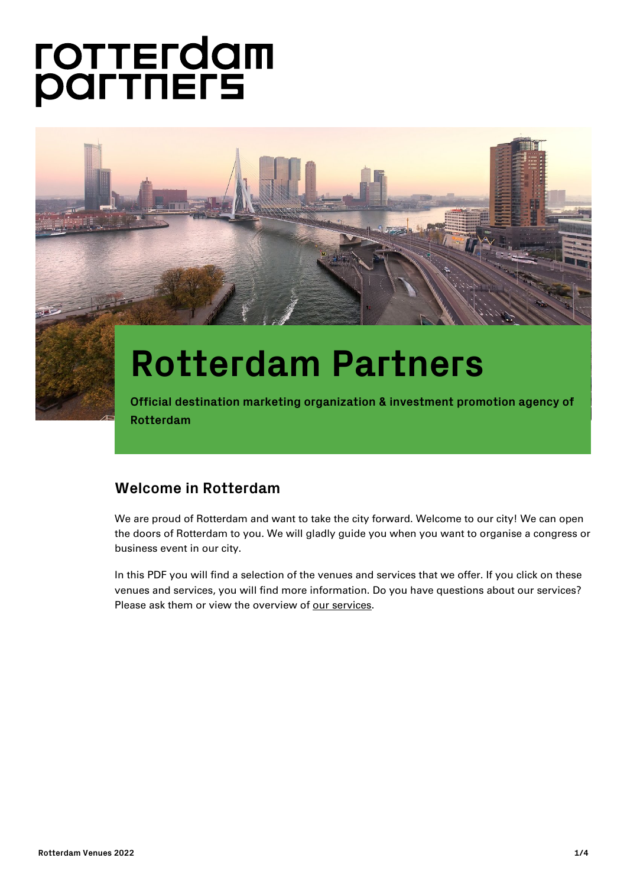# Rotterdam Partners

**Official destination marketing organization & investment promotion agency of Rotterdam**

## Welcome in Rotterdam

We are proud of Rotterdam and want to take the city forward. Welcome to our city! We can open the doors of Rotterdam to you. We will gladly guide you when you want to organise a congress or business event in our city.

In this PDF you will find a selection of the venues and services that we offer. If you click on these venues and services, you will find more information. Do you have questions about our services? Please ask them or view the overview of our services.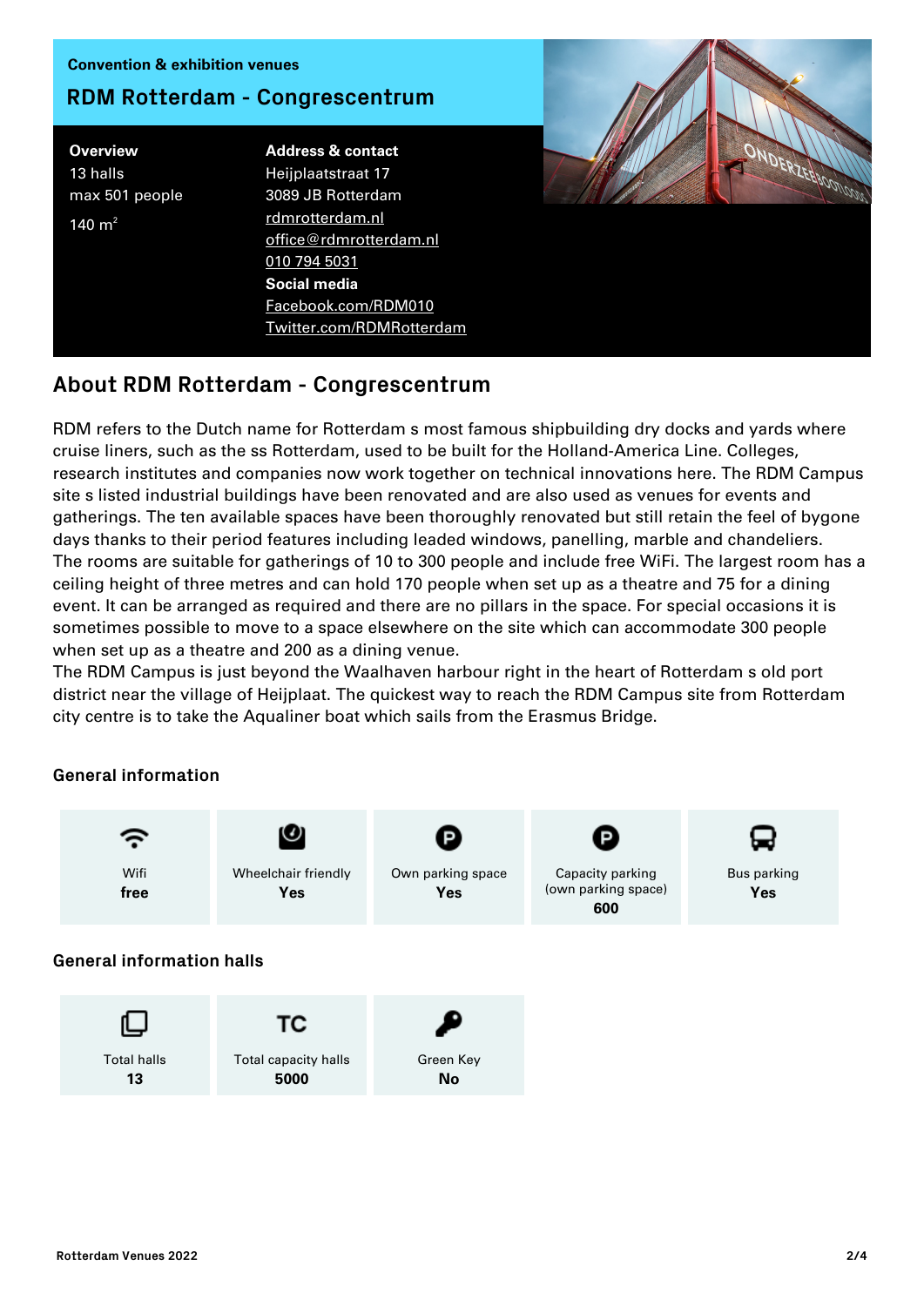Convention & exhibition venues

# RDM Rotterdam - Congrescentrum

**Overview**
13 halls
max 501 people
140 m$^2$

**Address & contact**
Heijplaatstraat 17
3089 JB Rotterdam
rdmrotterdam.nl
office@rdmrotterdam.nl
010 794 5031

**Social media**
Facebook.com/RDM010
Twitter.com/RDMRotterdam

## About RDM Rotterdam - Congrescentrum

RDM refers to the Dutch name for Rotterdam s most famous shipbuilding dry docks and yards where cruise liners, such as the ss Rotterdam, used to be built for the Holland-America Line. Colleges, research institutes and companies now work together on technical innovations here. The RDM Campus site s listed industrial buildings have been renovated and are also used as venues for events and gatherings. The ten available spaces have been thoroughly renovated but still retain the feel of bygone days thanks to their period features including leaded windows, panelling, marble and chandeliers. The rooms are suitable for gatherings of 10 to 300 people and include free WiFi. The largest room has a ceiling height of three metres and can hold 170 people when set up as a theatre and 75 for a dining event. It can be arranged as required and there are no pillars in the space. For special occasions it is sometimes possible to move to a space elsewhere on the site which can accommodate 300 people when set up as a theatre and 200 as a dining venue.
The RDM Campus is just beyond the Waalhaven harbour right in the heart of Rotterdam s old port district near the village of Heijplaat. The quickest way to reach the RDM Campus site from Rotterdam city centre is to take the Aqualiner boat which sails from the Erasmus Bridge.

### General information

| Wifi | Wheelchair friendly | Own parking space | Capacity parking (own parking space) | Bus parking |
|---|---|---|---|---|
| **free** | **Yes** | **Yes** | **600** | **Yes** |

### General information halls

| Total halls | Total capacity halls | Green Key |
|---|---|---|
| **13** | **5000** | **No** |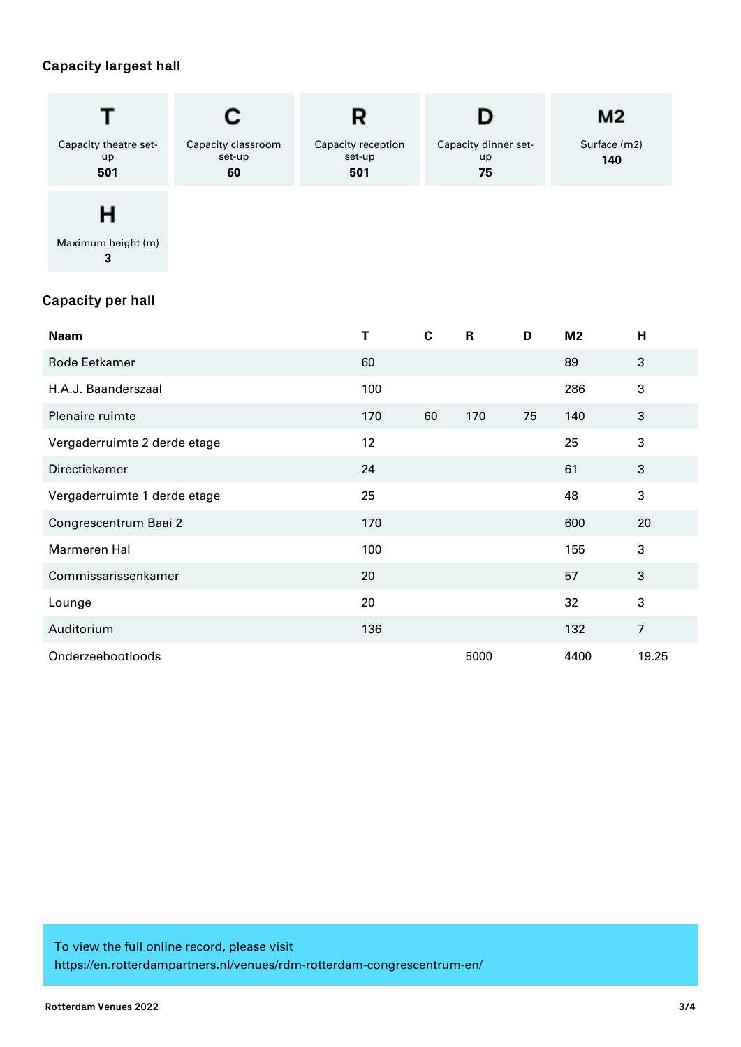## Capacity largest hall

| T | C | R | D | M2 |
|---|---|---|---|---|
| Capacity theatre set-up | Capacity classroom set-up | Capacity reception set-up | Capacity dinner set-up | Surface (m2) |
| **501** | **60** | **501** | **75** | **140** |

| H |
|---|
| Maximum height (m) |
| **3** |

## Capacity per hall

| Naam | T | C | R | D | M2 | H |
|---|---|---|---|---|---|---|
| Rode Eetkamer | 60 | | | | 89 | 3 |
| H.A.J. Baanderszaal | 100 | | | | 286 | 3 |
| Plenaire ruimte | 170 | 60 | 170 | 75 | 140 | 3 |
| Vergaderruimte 2 derde etage | 12 | | | | 25 | 3 |
| Directiekamer | 24 | | | | 61 | 3 |
| Vergaderruimte 1 derde etage | 25 | | | | 48 | 3 |
| Congrescentrum Baai 2 | 170 | | | | 600 | 20 |
| Marmeren Hal | 100 | | | | 155 | 3 |
| Commissarissenkamer | 20 | | | | 57 | 3 |
| Lounge | 20 | | | | 32 | 3 |
| Auditorium | 136 | | | | 132 | 7 |
| Onderzeebootloods | | | 5000 | | 4400 | 19.25 |

To view the full online record, please visit
https://en.rotterdampartners.nl/venues/rdm-rotterdam-congrescentrum-en/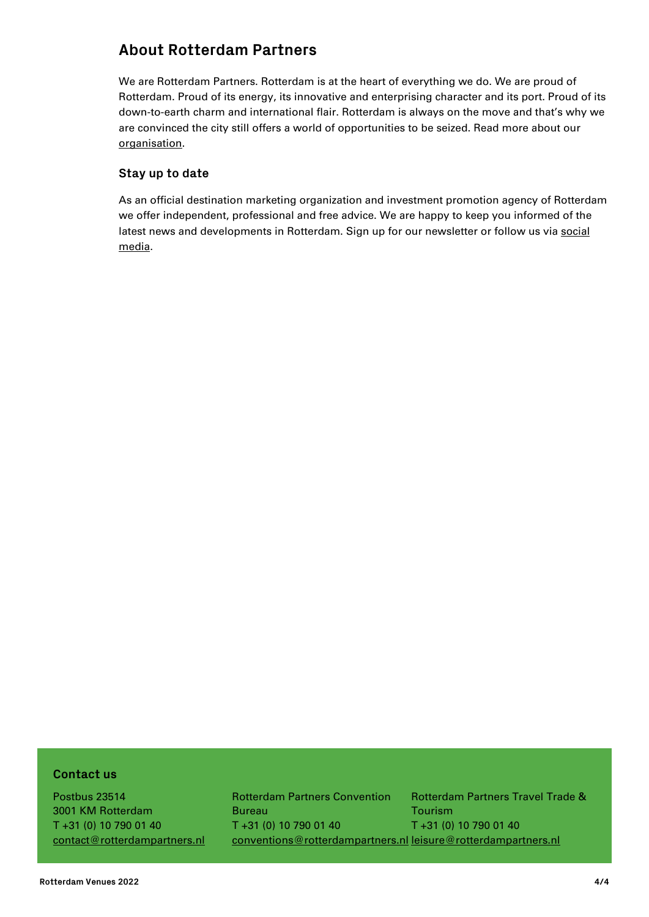## About Rotterdam Partners

We are Rotterdam Partners. Rotterdam is at the heart of everything we do. We are proud of Rotterdam. Proud of its energy, its innovative and enterprising character and its port. Proud of its down-to-earth charm and international flair. Rotterdam is always on the move and that's why we are convinced the city still offers a world of opportunities to be seized. Read more about our organisation.

### Stay up to date

As an official destination marketing organization and investment promotion agency of Rotterdam we offer independent, professional and free advice. We are happy to keep you informed of the latest news and developments in Rotterdam. Sign up for our newsletter or follow us via social media.

### Contact us

Postbus 23514
3001 KM Rotterdam
T +31 (0) 10 790 01 40
contact@rotterdampartners.nl

Rotterdam Partners Convention Bureau
T +31 (0) 10 790 01 40
conventions@rotterdampartners.nl

Rotterdam Partners Travel Trade & Tourism
T +31 (0) 10 790 01 40
leisure@rotterdampartners.nl